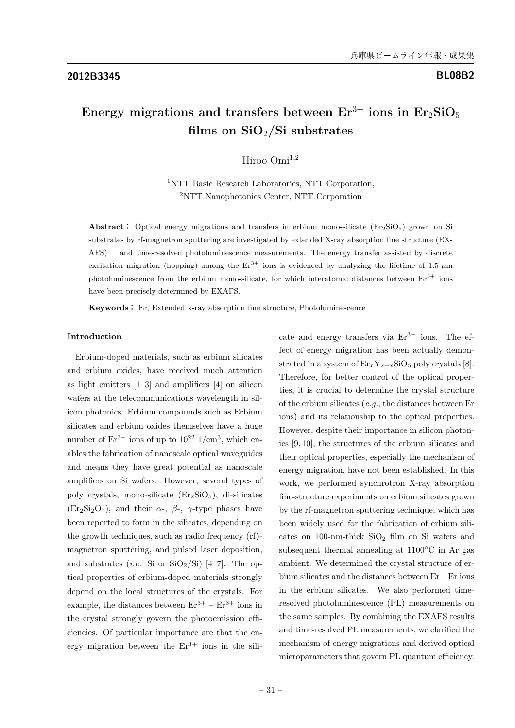2012B3345

BL08B2

# Energy migrations and transfers between $Er^{3+}$ ions in $Er_2SiO_5$ films on $SiO_2/Si$ substrates

Hiroo Omi[1,2]

[1]NTT Basic Research Laboratories, NTT Corporation,
[2]NTT Nanophotonics Center, NTT Corporation

**Abstract：** Optical energy migrations and transfers in erbium mono-silicate ($Er_2SiO_5$) grown on Si substrates by rf-magnetron sputtering are investigated by extended X-ray absorption fine structure (EXAFS) and time-resolved photoluminescence measurements. The energy transfer assisted by discrete excitation migration (hopping) among the $Er^{3+}$ ions is evidenced by analyzing the lifetime of 1.5-$\mu$m photoluminescence from the erbium mono-silicate, for which interatomic distances between $Er^{3+}$ ions have been precisely determined by EXAFS.

**Keywords：** Er, Extended x-ray absorption fine structure, Photoluminescence

## Introduction

Erbium-doped materials, such as erbium silicates and erbium oxides, have received much attention as light emitters [1–3] and amplifiers [4] on silicon wafers at the telecommunications wavelength in silicon photonics. Erbium compounds such as Erbium silicates and erbium oxides themselves have a huge number of $Er^{3+}$ ions of up to $10^{22}$ 1/cm$^3$, which enables the fabrication of nanoscale optical waveguides and means they have great potential as nanoscale amplifiers on Si wafers. However, several types of poly crystals, mono-silicate ($Er_2SiO_5$), di-silicates ($Er_2Si_2O_7$), and their $\alpha$-, $\beta$-, $\gamma$-type phases have been reported to form in the silicates, depending on the growth techniques, such as radio frequency (rf)-magnetron sputtering, and pulsed laser deposition, and substrates (*i.e.* Si or $SiO_2/Si$) [4–7]. The optical properties of erbium-doped materials strongly depend on the local structures of the crystals. For example, the distances between $Er^{3+}$ – $Er^{3+}$ ions in the crystal strongly govern the photoemission efficiencies. Of particular importance are that the energy migration between the $Er^{3+}$ ions in the silicate and energy transfers via $Er^{3+}$ ions. The effect of energy migration has been actually demonstrated in a system of $Er_xY_{2-x}SiO_5$ poly crystals [8]. Therefore, for better control of the optical properties, it is crucial to determine the crystal structure of the erbium silicates (*e.g.*, the distances between Er ions) and its relationship to the optical properties. However, despite their importance in silicon photonics [9, 10], the structures of the erbium silicates and their optical properties, especially the mechanism of energy migration, have not been established. In this work, we performed synchrotron X-ray absorption fine-structure experiments on erbium silicates grown by the rf-magnetron sputtering technique, which has been widely used for the fabrication of erbium silicates on 100-nm-thick $SiO_2$ film on Si wafers and subsequent thermal annealing at 1100°C in Ar gas ambient. We determined the crystal structure of erbium silicates and the distances between Er – Er ions in the erbium silicates. We also performed time-resolved photoluminescence (PL) measurements on the same samples. By combining the EXAFS results and time-resolved PL measurements, we clarified the mechanism of energy migrations and derived optical microparameters that govern PL quantum efficiency.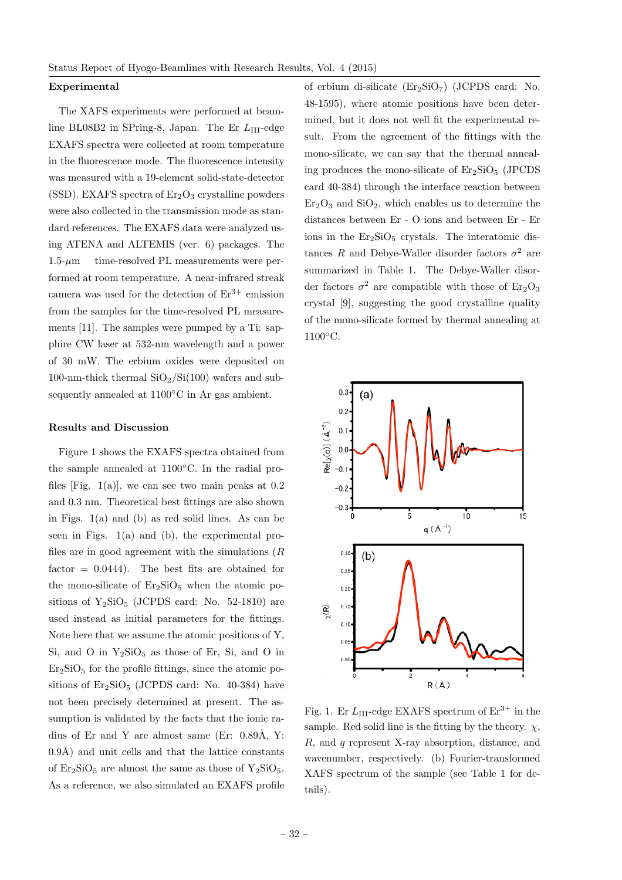## Experimental

The XAFS experiments were performed at beamline BL08B2 in SPring-8, Japan. The Er $L_{III}$-edge EXAFS spectra were collected at room temperature in the fluorescence mode. The fluorescence intensity was measured with a 19-element solid-state-detector (SSD). EXAFS spectra of $Er_2O_3$ crystalline powders were also collected in the transmission mode as standard references. The EXAFS data were analyzed using ATENA and ALTEMIS (ver. 6) packages. The 1.5-$\mu$m time-resolved PL measurements were performed at room temperature. A near-infrared streak camera was used for the detection of $Er^{3+}$ emission from the samples for the time-resolved PL measurements [11]. The samples were pumped by a Ti: sapphire CW laser at 532-nm wavelength and a power of 30 mW. The erbium oxides were deposited on 100-nm-thick thermal $SiO_2$/Si(100) wafers and subsequently annealed at 1100°C in Ar gas ambient.

## Results and Discussion

Figure 1 shows the EXAFS spectra obtained from the sample annealed at 1100°C. In the radial profiles [Fig. 1(a)], we can see two main peaks at 0.2 and 0.3 nm. Theoretical best fittings are also shown in Figs. 1(a) and (b) as red solid lines. As can be seen in Figs. 1(a) and (b), the experimental profiles are in good agreement with the simulations ($R$ factor = 0.0444). The best fits are obtained for the mono-silicate of $Er_2SiO_5$ when the atomic positions of $Y_2SiO_5$ (JCPDS card: No. 52-1810) are used instead as initial parameters for the fittings. Note here that we assume the atomic positions of Y, Si, and O in $Y_2SiO_5$ as those of Er, Si, and O in $Er_2SiO_5$ for the profile fittings, since the atomic positions of $Er_2SiO_5$ (JCPDS card: No. 40-384) have not been precisely determined at present. The assumption is validated by the facts that the ionic radius of Er and Y are almost same (Er: 0.89Å, Y: 0.9Å) and unit cells and that the lattice constants of $Er_2SiO_5$ are almost the same as those of $Y_2SiO_5$. As a reference, we also simulated an EXAFS profile of erbium di-silicate ($Er_2SiO_7$) (JCPDS card: No. 48-1595), where atomic positions have been determined, but it does not well fit the experimental result. From the agreement of the fittings with the mono-silicate, we can say that the thermal annealing produces the mono-silicate of $Er_2SiO_5$ (JPCDS card 40-384) through the interface reaction between $Er_2O_3$ and $SiO_2$, which enables us to determine the distances between Er - O ions and between Er - Er ions in the $Er_2SiO_5$ crystals. The interatomic distances $R$ and Debye-Waller disorder factors $\sigma^2$ are summarized in Table 1. The Debye-Waller disorder factors $\sigma^2$ are compatible with those of $Er_2O_3$ crystal [9], suggesting the good crystalline quality of the mono-silicate formed by thermal annealing at 1100°C.

Fig. 1. Er $L_{III}$-edge EXAFS spectrum of $Er^{3+}$ in the sample. Red solid line is the fitting by the theory. $\chi$, $R$, and $q$ represent X-ray absorption, distance, and wavenumber, respectively. (b) Fourier-transformed XAFS spectrum of the sample (see Table 1 for details).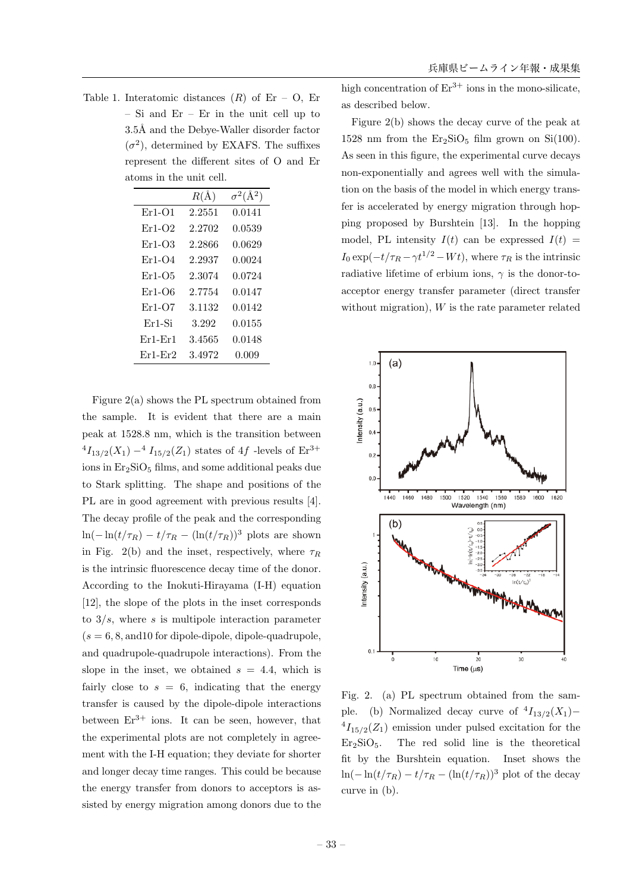Table 1. Interatomic distances ($R$) of Er – O, Er – Si and Er – Er in the unit cell up to 3.5Å and the Debye-Waller disorder factor ($\sigma^2$), determined by EXAFS. The suffixes represent the different sites of O and Er atoms in the unit cell.

| | $R$(Å) | $\sigma^2$(Å$^2$) |
|---|---|---|
| Er1-O1 | 2.2551 | 0.0141 |
| Er1-O2 | 2.2702 | 0.0539 |
| Er1-O3 | 2.2866 | 0.0629 |
| Er1-O4 | 2.2937 | 0.0024 |
| Er1-O5 | 2.3074 | 0.0724 |
| Er1-O6 | 2.7754 | 0.0147 |
| Er1-O7 | 3.1132 | 0.0142 |
| Er1-Si | 3.292 | 0.0155 |
| Er1-Er1 | 3.4565 | 0.0148 |
| Er1-Er2 | 3.4972 | 0.009 |

Figure 2(a) shows the PL spectrum obtained from the sample. It is evident that there are a main peak at 1528.8 nm, which is the transition between ${}^4I_{13/2}(X_1) - {}^4I_{15/2}(Z_1)$ states of $4f$ -levels of $Er^{3+}$ ions in $Er_2SiO_5$ films, and some additional peaks due to Stark splitting. The shape and positions of the PL are in good agreement with previous results [4]. The decay profile of the peak and the corresponding $\ln(-\ln(t/\tau_R) - t/\tau_R - (\ln(t/\tau_R))^3$ plots are shown in Fig. 2(b) and the inset, respectively, where $\tau_R$ is the intrinsic fluorescence decay time of the donor. According to the Inokuti-Hirayama (I-H) equation [12], the slope of the plots in the inset corresponds to $3/s$, where $s$ is multipole interaction parameter ($s = 6, 8,$ and10 for dipole-dipole, dipole-quadrupole, and quadrupole-quadrupole interactions). From the slope in the inset, we obtained $s = 4.4$, which is fairly close to $s = 6$, indicating that the energy transfer is caused by the dipole-dipole interactions between $Er^{3+}$ ions. It can be seen, however, that the experimental plots are not completely in agreement with the I-H equation; they deviate for shorter and longer decay time ranges. This could be because the energy transfer from donors to acceptors is assisted by energy migration among donors due to the high concentration of $Er^{3+}$ ions in the mono-silicate, as described below.

Figure 2(b) shows the decay curve of the peak at 1528 nm from the $Er_2SiO_5$ film grown on Si(100). As seen in this figure, the experimental curve decays non-exponentially and agrees well with the simulation on the basis of the model in which energy transfer is accelerated by energy migration through hopping proposed by Burshtein [13]. In the hopping model, PL intensity $I(t)$ can be expressed $I(t) = I_0 \exp(-t/\tau_R - \gamma t^{1/2} - Wt)$, where $\tau_R$ is the intrinsic radiative lifetime of erbium ions, $\gamma$ is the donor-to-acceptor energy transfer parameter (direct transfer without migration), $W$ is the rate parameter related

Fig. 2. (a) PL spectrum obtained from the sample. (b) Normalized decay curve of ${}^4I_{13/2}(X_1) - {}^4I_{15/2}(Z_1)$ emission under pulsed excitation for the $Er_2SiO_5$. The red solid line is the theoretical fit by the Burshtein equation. Inset shows the $\ln(-\ln(t/\tau_R) - t/\tau_R - (\ln(t/\tau_R))^3$ plot of the decay curve in (b).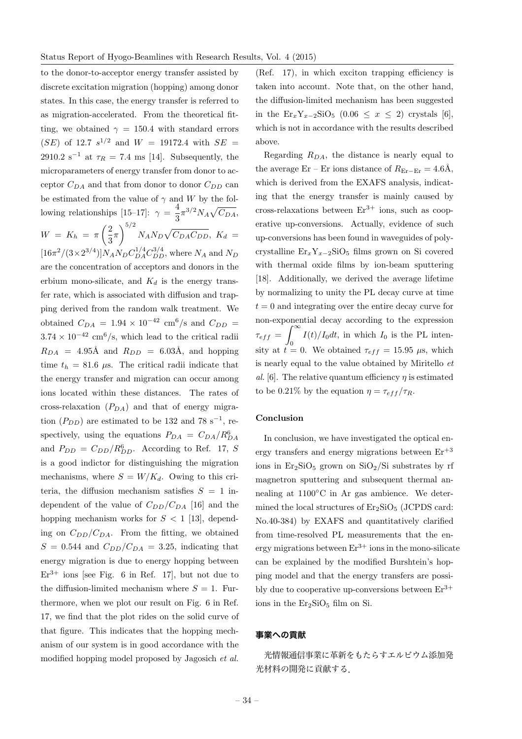to the donor-to-acceptor energy transfer assisted by discrete excitation migration (hopping) among donor states. In this case, the energy transfer is referred to as migration-accelerated. From the theoretical fitting, we obtained $\gamma = 150.4$ with standard errors ($SE$) of 12.7 $s^{1/2}$ and $W = 19172.4$ with $SE = 2910.2$ s$^{-1}$ at $\tau_R = 7.4$ ms [14]. Subsequently, the microparameters of energy transfer from donor to acceptor $C_{DA}$ and that from donor to donor $C_{DD}$ can be estimated from the value of $\gamma$ and $W$ by the following relationships [15–17]: $\gamma = \frac{4}{3}\pi^{3/2}N_A\sqrt{C_{DA}}$, $W = K_h = \pi\left(\frac{2}{3}\pi\right)^{5/2}N_AN_D\sqrt{C_{DA}C_{DD}}$, $K_d = [16\pi^2/(3\times2^{3/4})]N_AN_DC_{DA}^{1/4}C_{DD}^{3/4}$, where $N_A$ and $N_D$ are the concentration of acceptors and donors in the erbium mono-silicate, and $K_d$ is the energy transfer rate, which is associated with diffusion and trapping derived from the random walk treatment. We obtained $C_{DA} = 1.94 \times 10^{-42}$ cm$^6$/s and $C_{DD} = 3.74 \times 10^{-42}$ cm$^6$/s, which lead to the critical radii $R_{DA} = 4.95$Å and $R_{DD} = 6.03$Å, and hopping time $t_h = 81.6$ μs. The critical radii indicate that the energy transfer and migration can occur among ions located within these distances. The rates of cross-relaxation ($P_{DA}$) and that of energy migration ($P_{DD}$) are estimated to be 132 and 78 s$^{-1}$, respectively, using the equations $P_{DA} = C_{DA}/R_{DA}^6$ and $P_{DD} = C_{DD}/R_{DD}^6$. According to Ref. 17, $S$ is a good indictor for distinguishing the migration mechanisms, where $S = W/K_d$. Owing to this criteria, the diffusion mechanism satisfies $S = 1$ independent of the value of $C_{DD}/C_{DA}$ [16] and the hopping mechanism works for $S < 1$ [13], depending on $C_{DD}/C_{DA}$. From the fitting, we obtained $S = 0.544$ and $C_{DD}/C_{DA} = 3.25$, indicating that energy migration is due to energy hopping between $Er^{3+}$ ions [see Fig. 6 in Ref. 17], but not due to the diffusion-limited mechanism where $S = 1$. Furthermore, when we plot our result on Fig. 6 in Ref. 17, we find that the plot rides on the solid curve of that figure. This indicates that the hopping mechanism of our system is in good accordance with the modified hopping model proposed by Jagosich *et al.* (Ref. 17), in which exciton trapping efficiency is taken into account. Note that, on the other hand, the diffusion-limited mechanism has been suggested in the $Er_xY_{x-2}SiO_5$ ($0.06 \leq x \leq 2$) crystals [6], which is not in accordance with the results described above.

Regarding $R_{DA}$, the distance is nearly equal to the average Er – Er ions distance of $R_{\mathrm{Er-Er}} = 4.6$Å, which is derived from the EXAFS analysis, indicating that the energy transfer is mainly caused by cross-relaxations between $Er^{3+}$ ions, such as cooperative up-conversions. Actually, evidence of such up-conversions has been found in waveguides of polycrystalline $Er_xY_{x-2}SiO_5$ films grown on Si covered with thermal oxide films by ion-beam sputtering [18]. Additionally, we derived the average lifetime by normalizing to unity the PL decay curve at time $t = 0$ and integrating over the entire decay curve for non-exponential decay according to the expression $\tau_{eff} = \int_0^\infty I(t)/I_0 dt$, in which $I_0$ is the PL intensity at $t = 0$. We obtained $\tau_{eff} = 15.95$ μs, which is nearly equal to the value obtained by Miritello *et al.* [6]. The relative quantum efficiency $\eta$ is estimated to be 0.21% by the equation $\eta = \tau_{eff}/\tau_R$.

**Conclusion**

In conclusion, we have investigated the optical energy transfers and energy migrations between $Er^{+3}$ ions in $Er_2SiO_5$ grown on $SiO_2$/Si substrates by rf magnetron sputtering and subsequent thermal annealing at 1100°C in Ar gas ambience. We determined the local structures of $Er_2SiO_5$ (JCPDS card: No.40-384) by EXAFS and quantitatively clarified from time-resolved PL measurements that the energy migrations between $Er^{3+}$ ions in the mono-silicate can be explained by the modified Burshtein's hopping model and that the energy transfers are possibly due to cooperative up-conversions between $Er^{3+}$ ions in the $Er_2SiO_5$ film on Si.

**事業への貢献**

光情報通信事業に革新をもたらすエルビウム添加発光材料の開発に貢献する．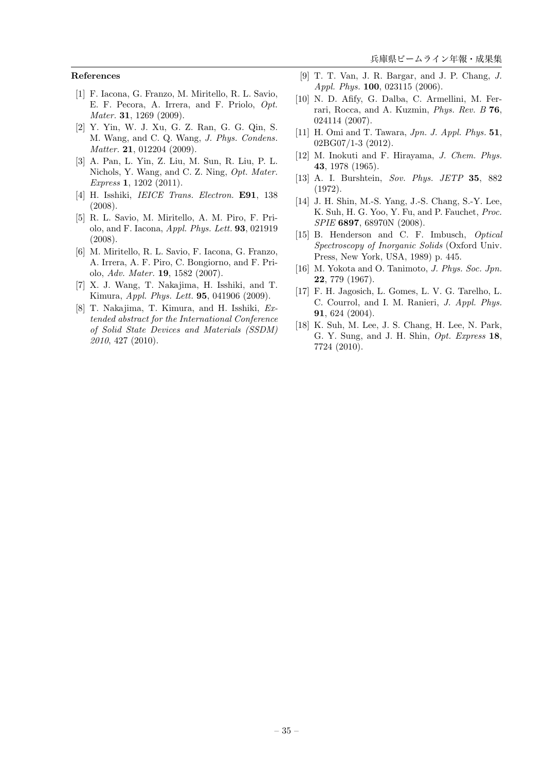## References

[1] F. Iacona, G. Franzo, M. Miritello, R. L. Savio, E. F. Pecora, A. Irrera, and F. Priolo, *Opt. Mater.* **31**, 1269 (2009).

[2] Y. Yin, W. J. Xu, G. Z. Ran, G. G. Qin, S. M. Wang, and C. Q. Wang, *J. Phys. Condens. Matter.* **21**, 012204 (2009).

[3] A. Pan, L. Yin, Z. Liu, M. Sun, R. Liu, P. L. Nichols, Y. Wang, and C. Z. Ning, *Opt. Mater. Express* **1**, 1202 (2011).

[4] H. Isshiki, *IEICE Trans. Electron.* **E91**, 138 (2008).

[5] R. L. Savio, M. Miritello, A. M. Piro, F. Priolo, and F. Iacona, *Appl. Phys. Lett.* **93**, 021919 (2008).

[6] M. Miritello, R. L. Savio, F. Iacona, G. Franzo, A. Irrera, A. F. Piro, C. Bongiorno, and F. Priolo, *Adv. Mater.* **19**, 1582 (2007).

[7] X. J. Wang, T. Nakajima, H. Isshiki, and T. Kimura, *Appl. Phys. Lett.* **95**, 041906 (2009).

[8] T. Nakajima, T. Kimura, and H. Isshiki, *Extended abstract for the International Conference of Solid State Devices and Materials (SSDM) 2010*, 427 (2010).

[9] T. T. Van, J. R. Bargar, and J. P. Chang, *J. Appl. Phys.* **100**, 023115 (2006).

[10] N. D. Afify, G. Dalba, C. Armellini, M. Ferrari, Rocca, and A. Kuzmin, *Phys. Rev. B* **76**, 024114 (2007).

[11] H. Omi and T. Tawara, *Jpn. J. Appl. Phys.* **51**, 02BG07/1-3 (2012).

[12] M. Inokuti and F. Hirayama, *J. Chem. Phys.* **43**, 1978 (1965).

[13] A. I. Burshtein, *Sov. Phys. JETP* **35**, 882 (1972).

[14] J. H. Shin, M.-S. Yang, J.-S. Chang, S.-Y. Lee, K. Suh, H. G. Yoo, Y. Fu, and P. Fauchet, *Proc. SPIE* **6897**, 68970N (2008).

[15] B. Henderson and C. F. Imbusch, *Optical Spectroscopy of Inorganic Solids* (Oxford Univ. Press, New York, USA, 1989) p. 445.

[16] M. Yokota and O. Tanimoto, *J. Phys. Soc. Jpn.* **22**, 779 (1967).

[17] F. H. Jagosich, L. Gomes, L. V. G. Tarelho, L. C. Courrol, and I. M. Ranieri, *J. Appl. Phys.* **91**, 624 (2004).

[18] K. Suh, M. Lee, J. S. Chang, H. Lee, N. Park, G. Y. Sung, and J. H. Shin, *Opt. Express* **18**, 7724 (2010).